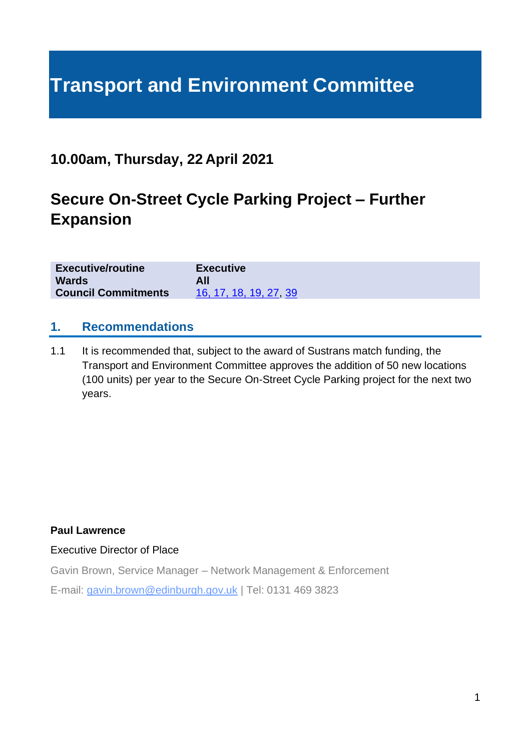# Transport and Environment Committee

## 10.00am, Thursday, 22 April 2021

## Secure On-Street Cycle Parking Project – Further Expansion

| | |
|---|---|
| **Executive/routine** | **Executive** |
| **Wards** | **All** |
| **Council Commitments** | 16, 17, 18, 19, 27, 39 |

## 1. Recommendations

1.1 It is recommended that, subject to the award of Sustrans match funding, the Transport and Environment Committee approves the addition of 50 new locations (100 units) per year to the Secure On-Street Cycle Parking project for the next two years.

**Paul Lawrence**

Executive Director of Place

Gavin Brown, Service Manager – Network Management & Enforcement

E-mail: gavin.brown@edinburgh.gov.uk | Tel: 0131 469 3823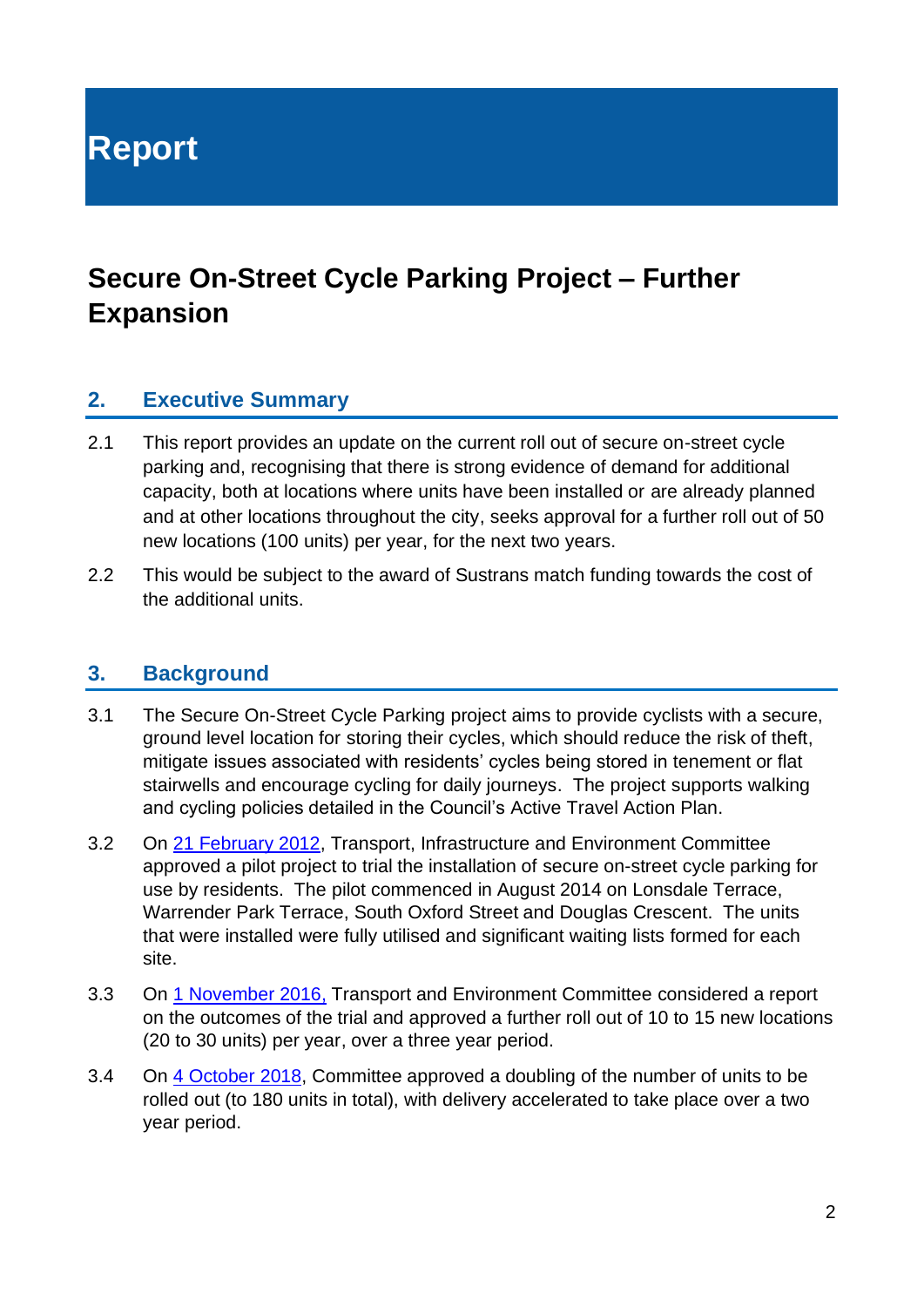# Report

## Secure On-Street Cycle Parking Project – Further Expansion

### 2. Executive Summary

2.1 This report provides an update on the current roll out of secure on-street cycle parking and, recognising that there is strong evidence of demand for additional capacity, both at locations where units have been installed or are already planned and at other locations throughout the city, seeks approval for a further roll out of 50 new locations (100 units) per year, for the next two years.

2.2 This would be subject to the award of Sustrans match funding towards the cost of the additional units.

### 3. Background

3.1 The Secure On-Street Cycle Parking project aims to provide cyclists with a secure, ground level location for storing their cycles, which should reduce the risk of theft, mitigate issues associated with residents' cycles being stored in tenement or flat stairwells and encourage cycling for daily journeys. The project supports walking and cycling policies detailed in the Council's Active Travel Action Plan.

3.2 On 21 February 2012, Transport, Infrastructure and Environment Committee approved a pilot project to trial the installation of secure on-street cycle parking for use by residents. The pilot commenced in August 2014 on Lonsdale Terrace, Warrender Park Terrace, South Oxford Street and Douglas Crescent. The units that were installed were fully utilised and significant waiting lists formed for each site.

3.3 On 1 November 2016, Transport and Environment Committee considered a report on the outcomes of the trial and approved a further roll out of 10 to 15 new locations (20 to 30 units) per year, over a three year period.

3.4 On 4 October 2018, Committee approved a doubling of the number of units to be rolled out (to 180 units in total), with delivery accelerated to take place over a two year period.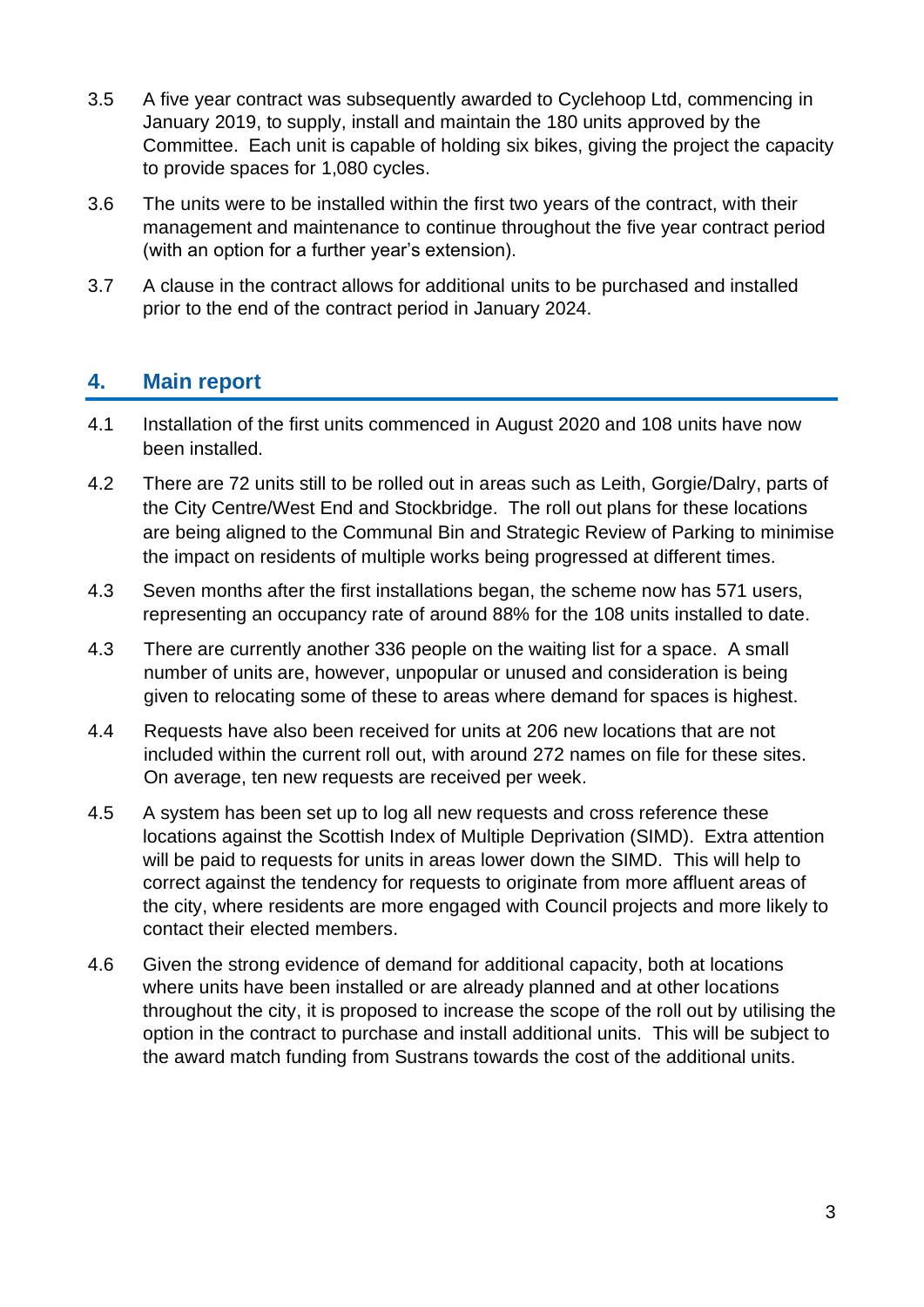3.5 A five year contract was subsequently awarded to Cyclehoop Ltd, commencing in January 2019, to supply, install and maintain the 180 units approved by the Committee. Each unit is capable of holding six bikes, giving the project the capacity to provide spaces for 1,080 cycles.

3.6 The units were to be installed within the first two years of the contract, with their management and maintenance to continue throughout the five year contract period (with an option for a further year's extension).

3.7 A clause in the contract allows for additional units to be purchased and installed prior to the end of the contract period in January 2024.

## 4. Main report

4.1 Installation of the first units commenced in August 2020 and 108 units have now been installed.

4.2 There are 72 units still to be rolled out in areas such as Leith, Gorgie/Dalry, parts of the City Centre/West End and Stockbridge. The roll out plans for these locations are being aligned to the Communal Bin and Strategic Review of Parking to minimise the impact on residents of multiple works being progressed at different times.

4.3 Seven months after the first installations began, the scheme now has 571 users, representing an occupancy rate of around 88% for the 108 units installed to date.

4.3 There are currently another 336 people on the waiting list for a space. A small number of units are, however, unpopular or unused and consideration is being given to relocating some of these to areas where demand for spaces is highest.

4.4 Requests have also been received for units at 206 new locations that are not included within the current roll out, with around 272 names on file for these sites. On average, ten new requests are received per week.

4.5 A system has been set up to log all new requests and cross reference these locations against the Scottish Index of Multiple Deprivation (SIMD). Extra attention will be paid to requests for units in areas lower down the SIMD. This will help to correct against the tendency for requests to originate from more affluent areas of the city, where residents are more engaged with Council projects and more likely to contact their elected members.

4.6 Given the strong evidence of demand for additional capacity, both at locations where units have been installed or are already planned and at other locations throughout the city, it is proposed to increase the scope of the roll out by utilising the option in the contract to purchase and install additional units. This will be subject to the award match funding from Sustrans towards the cost of the additional units.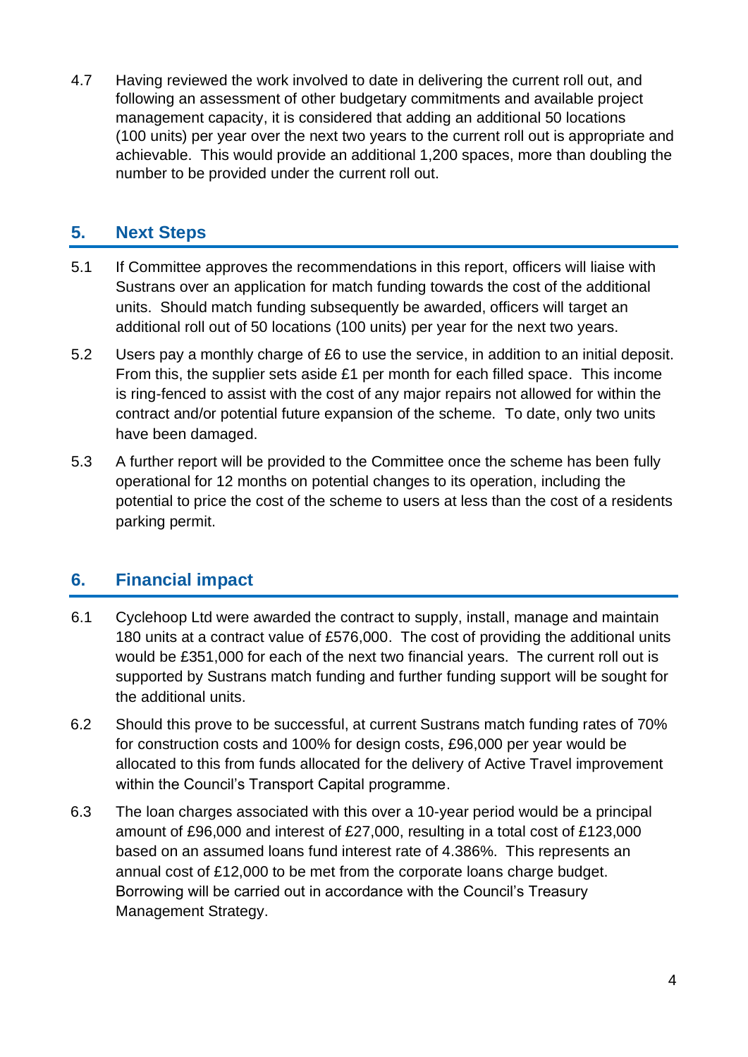4.7 Having reviewed the work involved to date in delivering the current roll out, and following an assessment of other budgetary commitments and available project management capacity, it is considered that adding an additional 50 locations (100 units) per year over the next two years to the current roll out is appropriate and achievable. This would provide an additional 1,200 spaces, more than doubling the number to be provided under the current roll out.

## 5. Next Steps

5.1 If Committee approves the recommendations in this report, officers will liaise with Sustrans over an application for match funding towards the cost of the additional units. Should match funding subsequently be awarded, officers will target an additional roll out of 50 locations (100 units) per year for the next two years.

5.2 Users pay a monthly charge of £6 to use the service, in addition to an initial deposit. From this, the supplier sets aside £1 per month for each filled space. This income is ring-fenced to assist with the cost of any major repairs not allowed for within the contract and/or potential future expansion of the scheme. To date, only two units have been damaged.

5.3 A further report will be provided to the Committee once the scheme has been fully operational for 12 months on potential changes to its operation, including the potential to price the cost of the scheme to users at less than the cost of a residents parking permit.

## 6. Financial impact

6.1 Cyclehoop Ltd were awarded the contract to supply, install, manage and maintain 180 units at a contract value of £576,000. The cost of providing the additional units would be £351,000 for each of the next two financial years. The current roll out is supported by Sustrans match funding and further funding support will be sought for the additional units.

6.2 Should this prove to be successful, at current Sustrans match funding rates of 70% for construction costs and 100% for design costs, £96,000 per year would be allocated to this from funds allocated for the delivery of Active Travel improvement within the Council's Transport Capital programme.

6.3 The loan charges associated with this over a 10-year period would be a principal amount of £96,000 and interest of £27,000, resulting in a total cost of £123,000 based on an assumed loans fund interest rate of 4.386%. This represents an annual cost of £12,000 to be met from the corporate loans charge budget. Borrowing will be carried out in accordance with the Council's Treasury Management Strategy.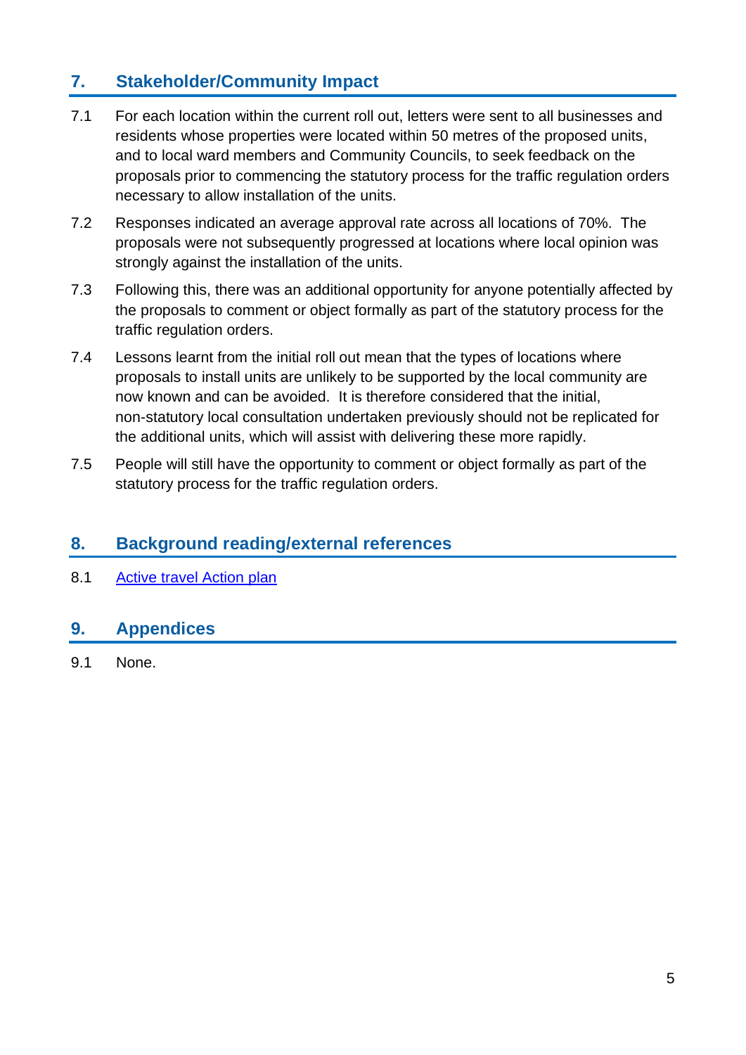## 7. Stakeholder/Community Impact

7.1 For each location within the current roll out, letters were sent to all businesses and residents whose properties were located within 50 metres of the proposed units, and to local ward members and Community Councils, to seek feedback on the proposals prior to commencing the statutory process for the traffic regulation orders necessary to allow installation of the units.

7.2 Responses indicated an average approval rate across all locations of 70%. The proposals were not subsequently progressed at locations where local opinion was strongly against the installation of the units.

7.3 Following this, there was an additional opportunity for anyone potentially affected by the proposals to comment or object formally as part of the statutory process for the traffic regulation orders.

7.4 Lessons learnt from the initial roll out mean that the types of locations where proposals to install units are unlikely to be supported by the local community are now known and can be avoided. It is therefore considered that the initial, non-statutory local consultation undertaken previously should not be replicated for the additional units, which will assist with delivering these more rapidly.

7.5 People will still have the opportunity to comment or object formally as part of the statutory process for the traffic regulation orders.

## 8. Background reading/external references

8.1 Active travel Action plan

## 9. Appendices

9.1 None.